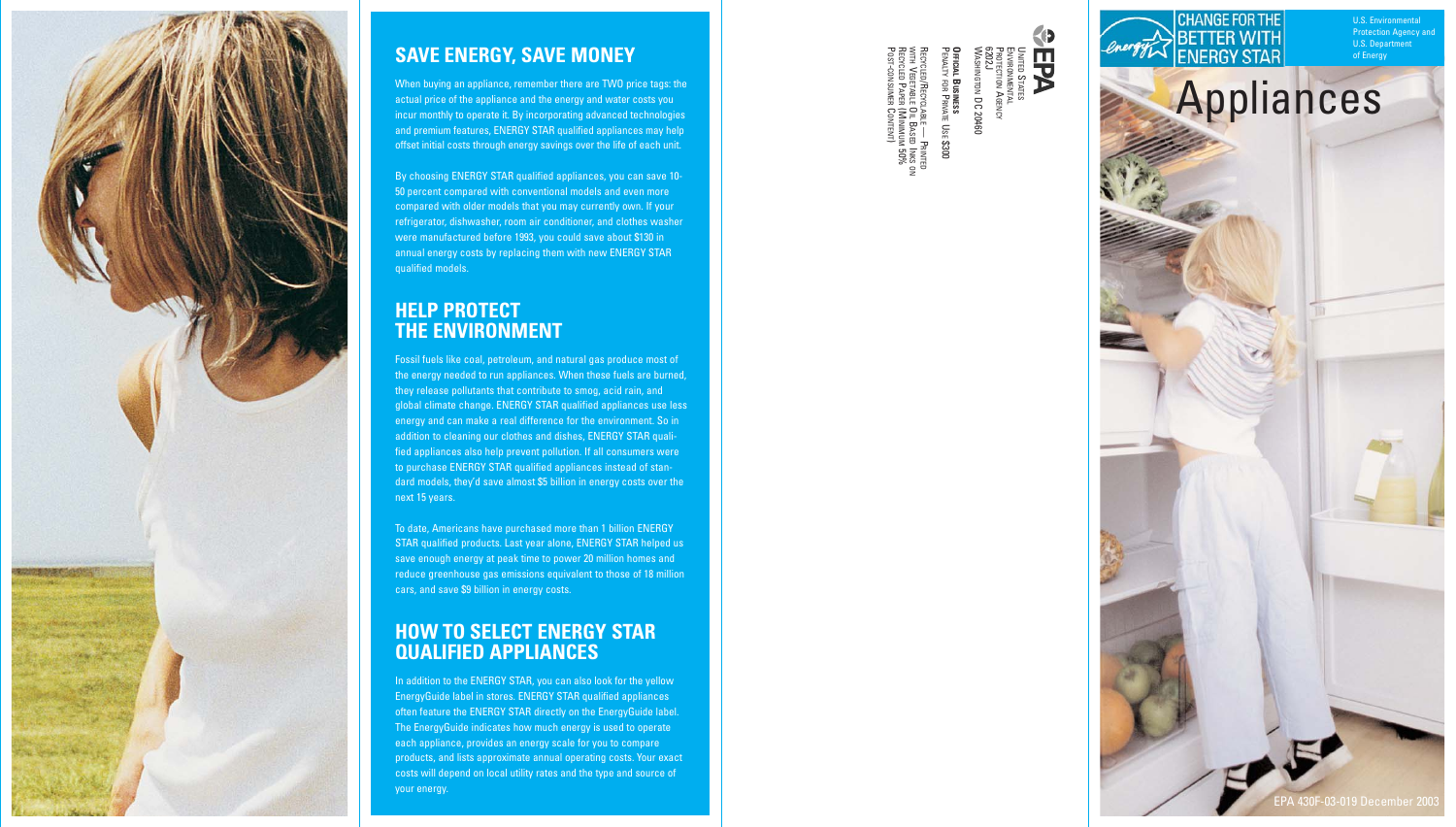## SAVE ENERGY, SAVE MONEY

When buying an appliance, remember there are TWO price tags: the actual price of the appliance and the energy and water costs you incur monthly to operate it. By incorporating advanced technologies and premium features, ENERGY STAR qualified appliances may help offset initial costs through energy savings over the life of each unit.

By choosing ENERGY STAR qualified appliances, you can save 10-50 percent compared with conventional models and even more compared with older models that you may currently own. If your refrigerator, dishwasher, room air conditioner, and clothes washer were manufactured before 1993, you could save about $130 in annual energy costs by replacing them with new ENERGY STAR qualified models.

## HELP PROTECT THE ENVIRONMENT

Fossil fuels like coal, petroleum, and natural gas produce most of the energy needed to run appliances. When these fuels are burned, they release pollutants that contribute to smog, acid rain, and global climate change. ENERGY STAR qualified appliances use less energy and can make a real difference for the environment. So in addition to cleaning our clothes and dishes, ENERGY STAR qualified appliances also help prevent pollution. If all consumers were to purchase ENERGY STAR qualified appliances instead of standard models, they'd save almost $5 billion in energy costs over the next 15 years.

To date, Americans have purchased more than 1 billion ENERGY STAR qualified products. Last year alone, ENERGY STAR helped us save enough energy at peak time to power 20 million homes and reduce greenhouse gas emissions equivalent to those of 18 million cars, and save $9 billion in energy costs.

## HOW TO SELECT ENERGY STAR QUALIFIED APPLIANCES

In addition to the ENERGY STAR, you can also look for the yellow EnergyGuide label in stores. ENERGY STAR qualified appliances often feature the ENERGY STAR directly on the EnergyGuide label. The EnergyGuide indicates how much energy is used to operate each appliance, provides an energy scale for you to compare products, and lists approximate annual operating costs. Your exact costs will depend on local utility rates and the type and source of your energy.

EPA

United States
Environmental
Protection Agency
6202J
Washington DC 20460

**Official Business**
Penalty for Private Use $300

Recycled/Recyclable — Printed with Vegetable Oil Based Inks on Recycled Paper (Minimum 50% Post-consumer Content)

CHANGE FOR THE BETTER WITH ENERGY STAR

U.S. Environmental Protection Agency and U.S. Department of Energy

# Appliances

EPA 430F-03-019 December 2003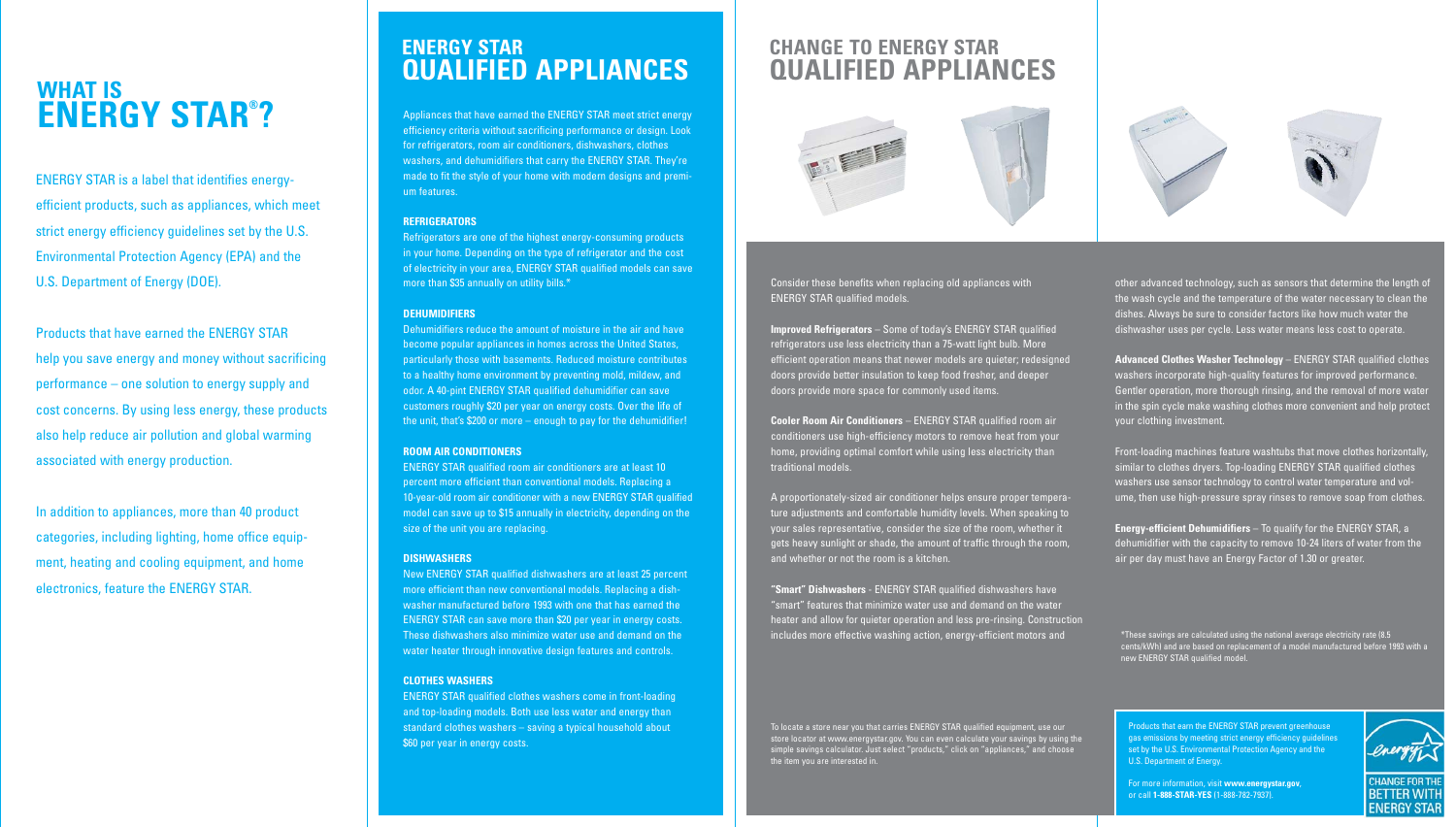# WHAT IS ENERGY STAR®?

ENERGY STAR is a label that identifies energy-efficient products, such as appliances, which meet strict energy efficiency guidelines set by the U.S. Environmental Protection Agency (EPA) and the U.S. Department of Energy (DOE).

Products that have earned the ENERGY STAR help you save energy and money without sacrificing performance – one solution to energy supply and cost concerns. By using less energy, these products also help reduce air pollution and global warming associated with energy production.

In addition to appliances, more than 40 product categories, including lighting, home office equipment, heating and cooling equipment, and home electronics, feature the ENERGY STAR.

# ENERGY STAR QUALIFIED APPLIANCES

Appliances that have earned the ENERGY STAR meet strict energy efficiency criteria without sacrificing performance or design. Look for refrigerators, room air conditioners, dishwashers, clothes washers, and dehumidifiers that carry the ENERGY STAR. They're made to fit the style of your home with modern designs and premium features.

### REFRIGERATORS

Refrigerators are one of the highest energy-consuming products in your home. Depending on the type of refrigerator and the cost of electricity in your area, ENERGY STAR qualified models can save more than $35 annually on utility bills.*

### DEHUMIDIFIERS

Dehumidifiers reduce the amount of moisture in the air and have become popular appliances in homes across the United States, particularly those with basements. Reduced moisture contributes to a healthy home environment by preventing mold, mildew, and odor. A 40-pint ENERGY STAR qualified dehumidifier can save customers roughly $20 per year on energy costs. Over the life of the unit, that's $200 or more – enough to pay for the dehumidifier!

### ROOM AIR CONDITIONERS

ENERGY STAR qualified room air conditioners are at least 10 percent more efficient than conventional models. Replacing a 10-year-old room air conditioner with a new ENERGY STAR qualified model can save up to $15 annually in electricity, depending on the size of the unit you are replacing.

### DISHWASHERS

New ENERGY STAR qualified dishwashers are at least 25 percent more efficient than new conventional models. Replacing a dishwasher manufactured before 1993 with one that has earned the ENERGY STAR can save more than $20 per year in energy costs. These dishwashers also minimize water use and demand on the water heater through innovative design features and controls.

### CLOTHES WASHERS

ENERGY STAR qualified clothes washers come in front-loading and top-loading models. Both use less water and energy than standard clothes washers – saving a typical household about $60 per year in energy costs.

# CHANGE TO ENERGY STAR QUALIFIED APPLIANCES

Consider these benefits when replacing old appliances with ENERGY STAR qualified models.

**Improved Refrigerators** – Some of today's ENERGY STAR qualified refrigerators use less electricity than a 75-watt light bulb. More efficient operation means that newer models are quieter; redesigned doors provide better insulation to keep food fresher, and deeper doors provide more space for commonly used items.

**Cooler Room Air Conditioners** – ENERGY STAR qualified room air conditioners use high-efficiency motors to remove heat from your home, providing optimal comfort while using less electricity than traditional models.

A proportionately-sized air conditioner helps ensure proper temperature adjustments and comfortable humidity levels. When speaking to your sales representative, consider the size of the room, whether it gets heavy sunlight or shade, the amount of traffic through the room, and whether or not the room is a kitchen.

**"Smart" Dishwashers** - ENERGY STAR qualified dishwashers have "smart" features that minimize water use and demand on the water heater and allow for quieter operation and less pre-rinsing. Construction includes more effective washing action, energy-efficient motors and other advanced technology, such as sensors that determine the length of the wash cycle and the temperature of the water necessary to clean the dishes. Always be sure to consider factors like how much water the dishwasher uses per cycle. Less water means less cost to operate.

**Advanced Clothes Washer Technology** – ENERGY STAR qualified clothes washers incorporate high-quality features for improved performance. Gentler operation, more thorough rinsing, and the removal of more water in the spin cycle make washing clothes more convenient and help protect your clothing investment.

Front-loading machines feature washtubs that move clothes horizontally, similar to clothes dryers. Top-loading ENERGY STAR qualified clothes washers use sensor technology to control water temperature and volume, then use high-pressure spray rinses to remove soap from clothes.

**Energy-efficient Dehumidifiers** – To qualify for the ENERGY STAR, a dehumidifier with the capacity to remove 10-24 liters of water from the air per day must have an Energy Factor of 1.30 or greater.

*These savings are calculated using the national average electricity rate (8.5 cents/kWh) and are based on replacement of a model manufactured before 1993 with a new ENERGY STAR qualified model.

To locate a store near you that carries ENERGY STAR qualified equipment, use our store locator at www.energystar.gov. You can even calculate your savings by using the simple savings calculator. Just select "products," click on "appliances," and choose the item you are interested in.

Products that earn the ENERGY STAR prevent greenhouse gas emissions by meeting strict energy efficiency guidelines set by the U.S. Environmental Protection Agency and the U.S. Department of Energy.

For more information, visit **www.energystar.gov**, or call **1-888-STAR-YES** (1-888-782-7937).

CHANGE FOR THE BETTER WITH ENERGY STAR